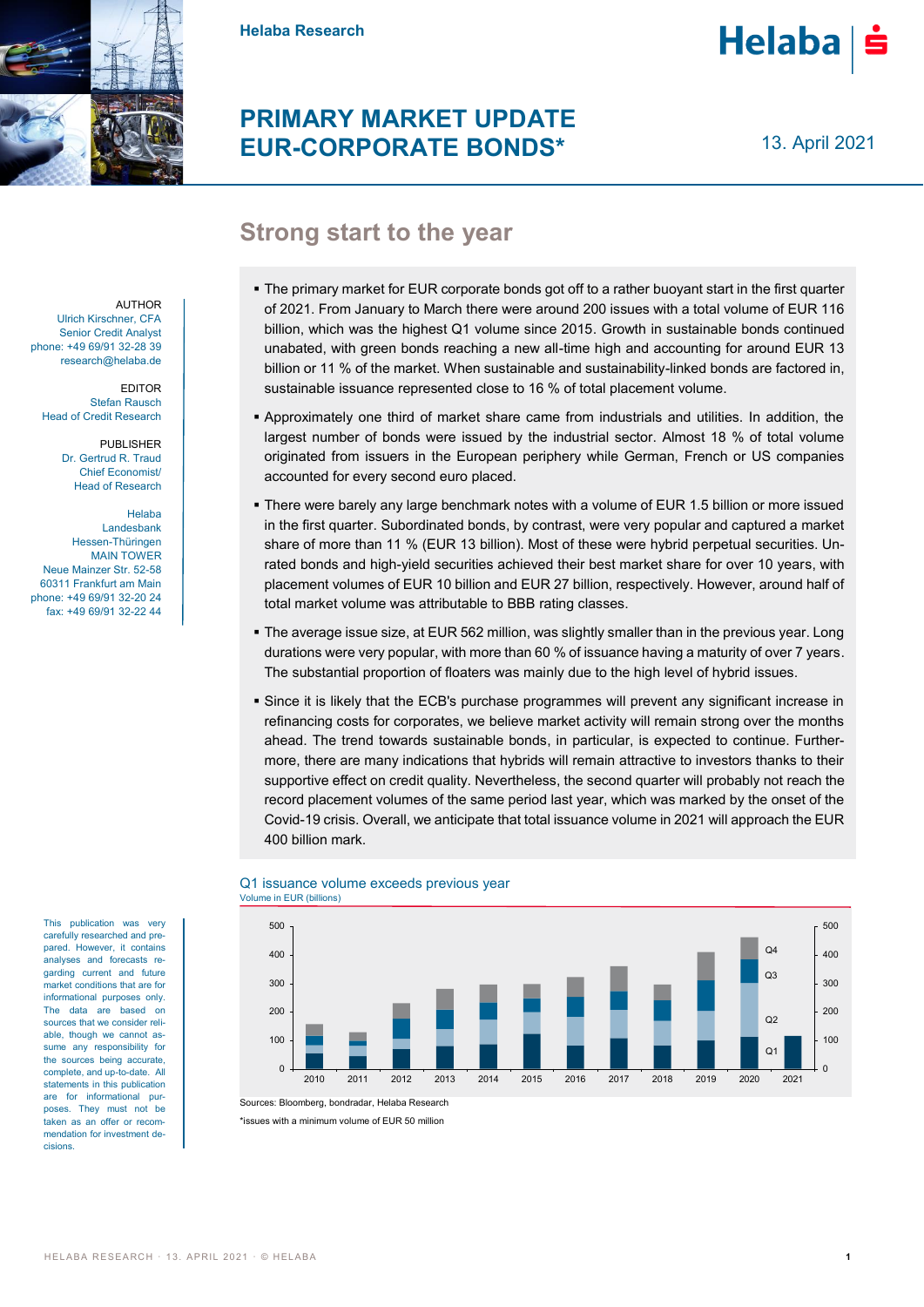Helaba Research

# PRIMARY MARKET UPDATE EUR-CORPORATE BONDS*

13. April 2021

AUTHOR
Ulrich Kirschner, CFA
Senior Credit Analyst
phone: +49 69/91 32-28 39
research@helaba.de

EDITOR
Stefan Rausch
Head of Credit Research

PUBLISHER
Dr. Gertrud R. Traud
Chief Economist/
Head of Research

Helaba
Landesbank
Hessen-Thüringen
MAIN TOWER
Neue Mainzer Str. 52-58
60311 Frankfurt am Main
phone: +49 69/91 32-20 24
fax: +49 69/91 32-22 44

## Strong start to the year

- The primary market for EUR corporate bonds got off to a rather buoyant start in the first quarter of 2021. From January to March there were around 200 issues with a total volume of EUR 116 billion, which was the highest Q1 volume since 2015. Growth in sustainable bonds continued unabated, with green bonds reaching a new all-time high and accounting for around EUR 13 billion or 11 % of the market. When sustainable and sustainability-linked bonds are factored in, sustainable issuance represented close to 16 % of total placement volume.
- Approximately one third of market share came from industrials and utilities. In addition, the largest number of bonds were issued by the industrial sector. Almost 18 % of total volume originated from issuers in the European periphery while German, French or US companies accounted for every second euro placed.
- There were barely any large benchmark notes with a volume of EUR 1.5 billion or more issued in the first quarter. Subordinated bonds, by contrast, were very popular and captured a market share of more than 11 % (EUR 13 billion). Most of these were hybrid perpetual securities. Unrated bonds and high-yield securities achieved their best market share for over 10 years, with placement volumes of EUR 10 billion and EUR 27 billion, respectively. However, around half of total market volume was attributable to BBB rating classes.
- The average issue size, at EUR 562 million, was slightly smaller than in the previous year. Long durations were very popular, with more than 60 % of issuance having a maturity of over 7 years. The substantial proportion of floaters was mainly due to the high level of hybrid issues.
- Since it is likely that the ECB's purchase programmes will prevent any significant increase in refinancing costs for corporates, we believe market activity will remain strong over the months ahead. The trend towards sustainable bonds, in particular, is expected to continue. Furthermore, there are many indications that hybrids will remain attractive to investors thanks to their supportive effect on credit quality. Nevertheless, the second quarter will probably not reach the record placement volumes of the same period last year, which was marked by the onset of the Covid-19 crisis. Overall, we anticipate that total issuance volume in 2021 will approach the EUR 400 billion mark.

**Q1 issuance volume exceeds previous year**
Volume in EUR (billions)

(Stacked bar chart, 2010–2021, quarters Q1–Q4; axis 0–500)

Sources: Bloomberg, bondradar, Helaba Research

*issues with a minimum volume of EUR 50 million

This publication was very carefully researched and prepared. However, it contains analyses and forecasts regarding current and future market conditions that are for informational purposes only. The data are based on sources that we consider reliable, though we cannot assume any responsibility for the sources being accurate, complete, and up-to-date. All statements in this publication are for informational purposes. They must not be taken as an offer or recommendation for investment decisions.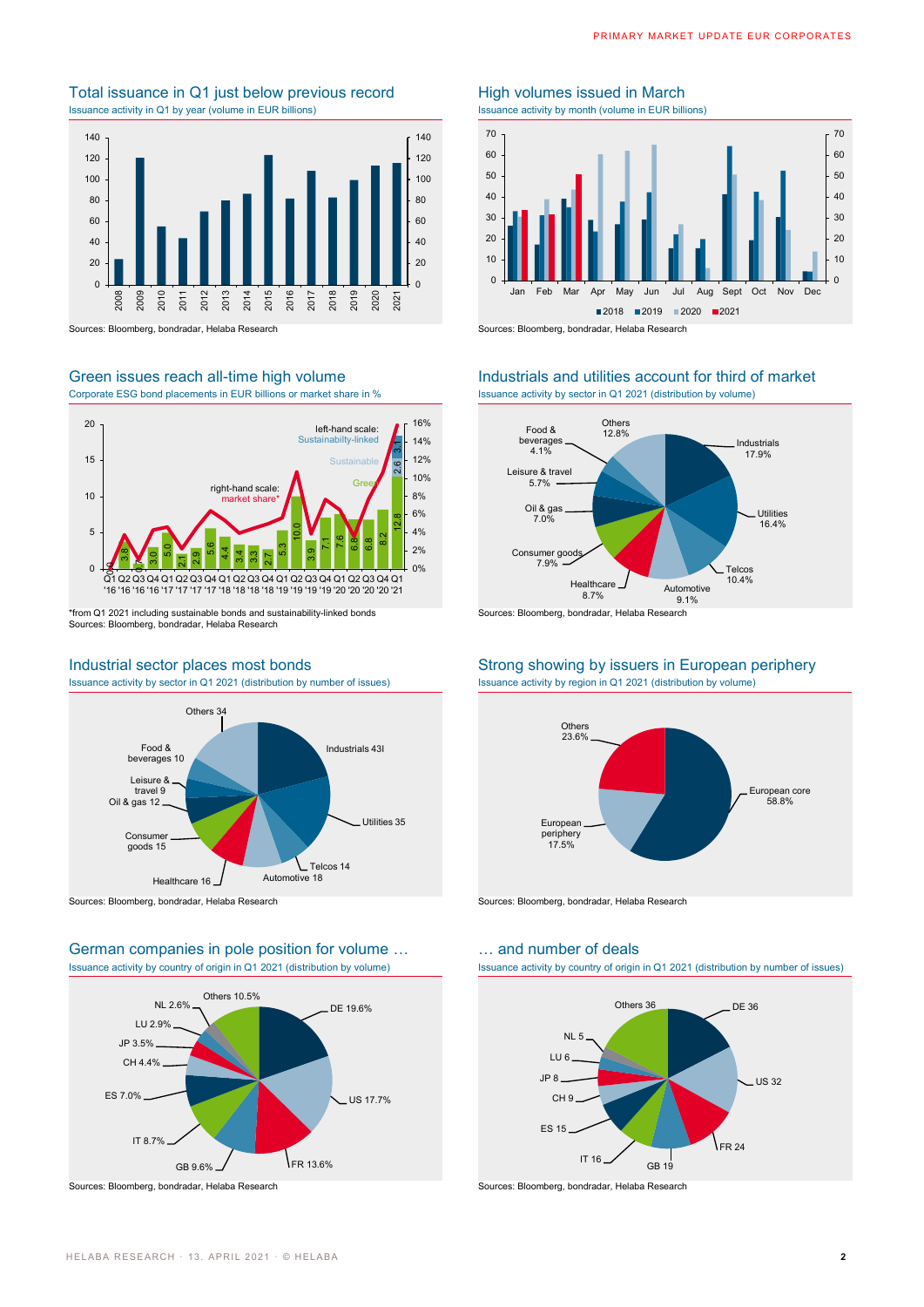## Total issuance in Q1 just below previous record

Issuance activity in Q1 by year (volume in EUR billions)

Sources: Bloomberg, bondradar, Helaba Research

## High volumes issued in March

Issuance activity by month (volume in EUR billions)

Sources: Bloomberg, bondradar, Helaba Research

## Green issues reach all-time high volume

Corporate ESG bond placements in EUR billions or market share in %

*from Q1 2021 including sustainable bonds and sustainability-linked bonds
Sources: Bloomberg, bondradar, Helaba Research

## Industrials and utilities account for third of market

Issuance activity by sector in Q1 2021 (distribution by volume)

Sources: Bloomberg, bondradar, Helaba Research

## Industrial sector places most bonds

Issuance activity by sector in Q1 2021 (distribution by number of issues)

Sources: Bloomberg, bondradar, Helaba Research

## Strong showing by issuers in European periphery

Issuance activity by region in Q1 2021 (distribution by volume)

Sources: Bloomberg, bondradar, Helaba Research

## German companies in pole position for volume …

Issuance activity by country of origin in Q1 2021 (distribution by volume)

Sources: Bloomberg, bondradar, Helaba Research

## … and number of deals

Issuance activity by country of origin in Q1 2021 (distribution by number of issues)

Sources: Bloomberg, bondradar, Helaba Research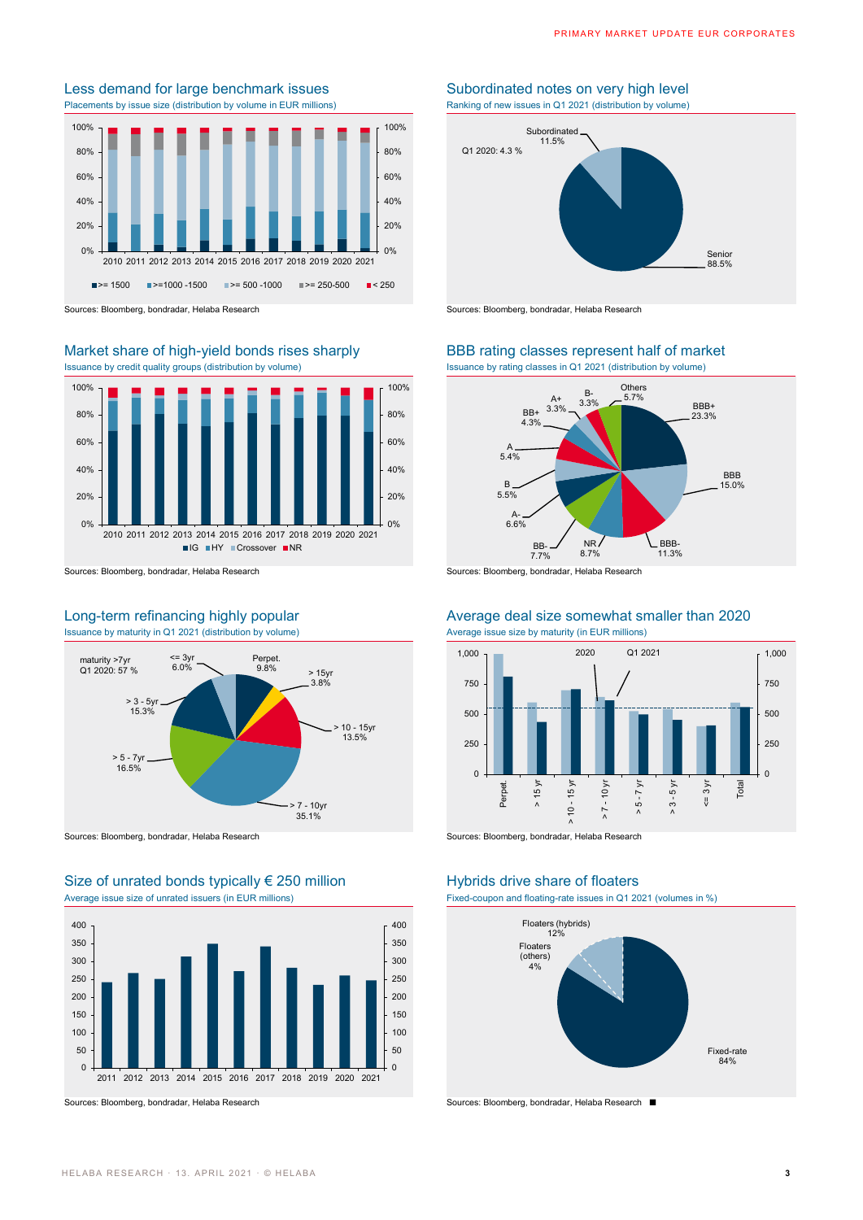## Less demand for large benchmark issues

Placements by issue size (distribution by volume in EUR millions)

100% 80% 60% 40% 20% 0%

2010 2011 2012 2013 2014 2015 2016 2017 2018 2019 2020 2021

>= 1500 >=1000 -1500 >= 500 -1000 >= 250-500 < 250

Sources: Bloomberg, bondradar, Helaba Research

## Subordinated notes on very high level

Ranking of new issues in Q1 2021 (distribution by volume)

Q1 2020: 4.3 %

Subordinated 11.5%

Senior 88.5%

Sources: Bloomberg, bondradar, Helaba Research

## Market share of high-yield bonds rises sharply

Issuance by credit quality groups (distribution by volume)

100% 80% 60% 40% 20% 0%

2010 2011 2012 2013 2014 2015 2016 2017 2018 2019 2020 2021

IG HY Crossover NR

Sources: Bloomberg, bondradar, Helaba Research

## BBB rating classes represent half of market

Issuance by rating classes in Q1 2021 (distribution by volume)

Others 5.7%

BBB+ 23.3%

BBB 15.0%

BBB- 11.3%

NR 8.7%

BB- 7.7%

A- 6.6%

B 5.5%

A 5.4%

BB+ 4.3%

A+ 3.3%

B- 3.3%

Sources: Bloomberg, bondradar, Helaba Research

## Long-term refinancing highly popular

Issuance by maturity in Q1 2021 (distribution by volume)

maturity >7yr Q1 2020: 57 %

<= 3yr 6.0%

Perpet. 9.8%

> 15yr 3.8%

> 10 - 15yr 13.5%

> 7 - 10yr 35.1%

> 5 - 7yr 16.5%

> 3 - 5yr 15.3%

Sources: Bloomberg, bondradar, Helaba Research

## Average deal size somewhat smaller than 2020

Average issue size by maturity (in EUR millions)

2020 Q1 2021

1,000 750 500 250 0

Perpet. > 15 yr > 10 - 15 yr > 7 - 10 yr > 5 - 7 yr > 3 - 5 yr <= 3 yr Total

Sources: Bloomberg, bondradar, Helaba Research

## Size of unrated bonds typically € 250 million

Average issue size of unrated issuers (in EUR millions)

400 350 300 250 200 150 100 50 0

2011 2012 2013 2014 2015 2016 2017 2018 2019 2020 2021

Sources: Bloomberg, bondradar, Helaba Research

## Hybrids drive share of floaters

Fixed-coupon and floating-rate issues in Q1 2021 (volumes in %)

Floaters (hybrids) 12%

Floaters (others) 4%

Fixed-rate 84%

Sources: Bloomberg, bondradar, Helaba Research ■